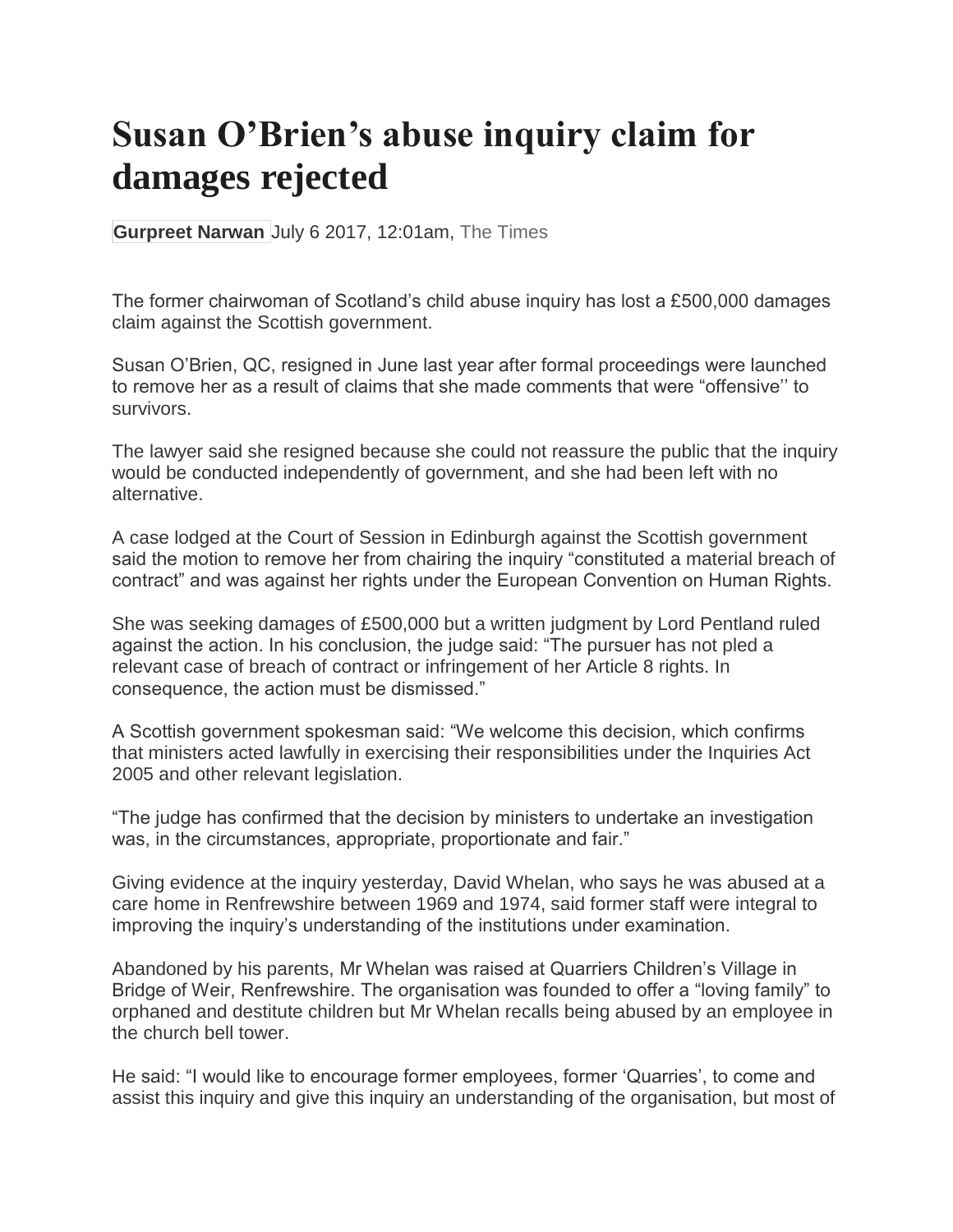# Susan O'Brien's abuse inquiry claim for damages rejected

**Gurpreet Narwan** July 6 2017, 12:01am, The Times

The former chairwoman of Scotland's child abuse inquiry has lost a £500,000 damages claim against the Scottish government.

Susan O'Brien, QC, resigned in June last year after formal proceedings were launched to remove her as a result of claims that she made comments that were "offensive'' to survivors.

The lawyer said she resigned because she could not reassure the public that the inquiry would be conducted independently of government, and she had been left with no alternative.

A case lodged at the Court of Session in Edinburgh against the Scottish government said the motion to remove her from chairing the inquiry "constituted a material breach of contract" and was against her rights under the European Convention on Human Rights.

She was seeking damages of £500,000 but a written judgment by Lord Pentland ruled against the action. In his conclusion, the judge said: "The pursuer has not pled a relevant case of breach of contract or infringement of her Article 8 rights. In consequence, the action must be dismissed."

A Scottish government spokesman said: "We welcome this decision, which confirms that ministers acted lawfully in exercising their responsibilities under the Inquiries Act 2005 and other relevant legislation.

"The judge has confirmed that the decision by ministers to undertake an investigation was, in the circumstances, appropriate, proportionate and fair."

Giving evidence at the inquiry yesterday, David Whelan, who says he was abused at a care home in Renfrewshire between 1969 and 1974, said former staff were integral to improving the inquiry's understanding of the institutions under examination.

Abandoned by his parents, Mr Whelan was raised at Quarriers Children's Village in Bridge of Weir, Renfrewshire. The organisation was founded to offer a "loving family" to orphaned and destitute children but Mr Whelan recalls being abused by an employee in the church bell tower.

He said: "I would like to encourage former employees, former 'Quarries', to come and assist this inquiry and give this inquiry an understanding of the organisation, but most of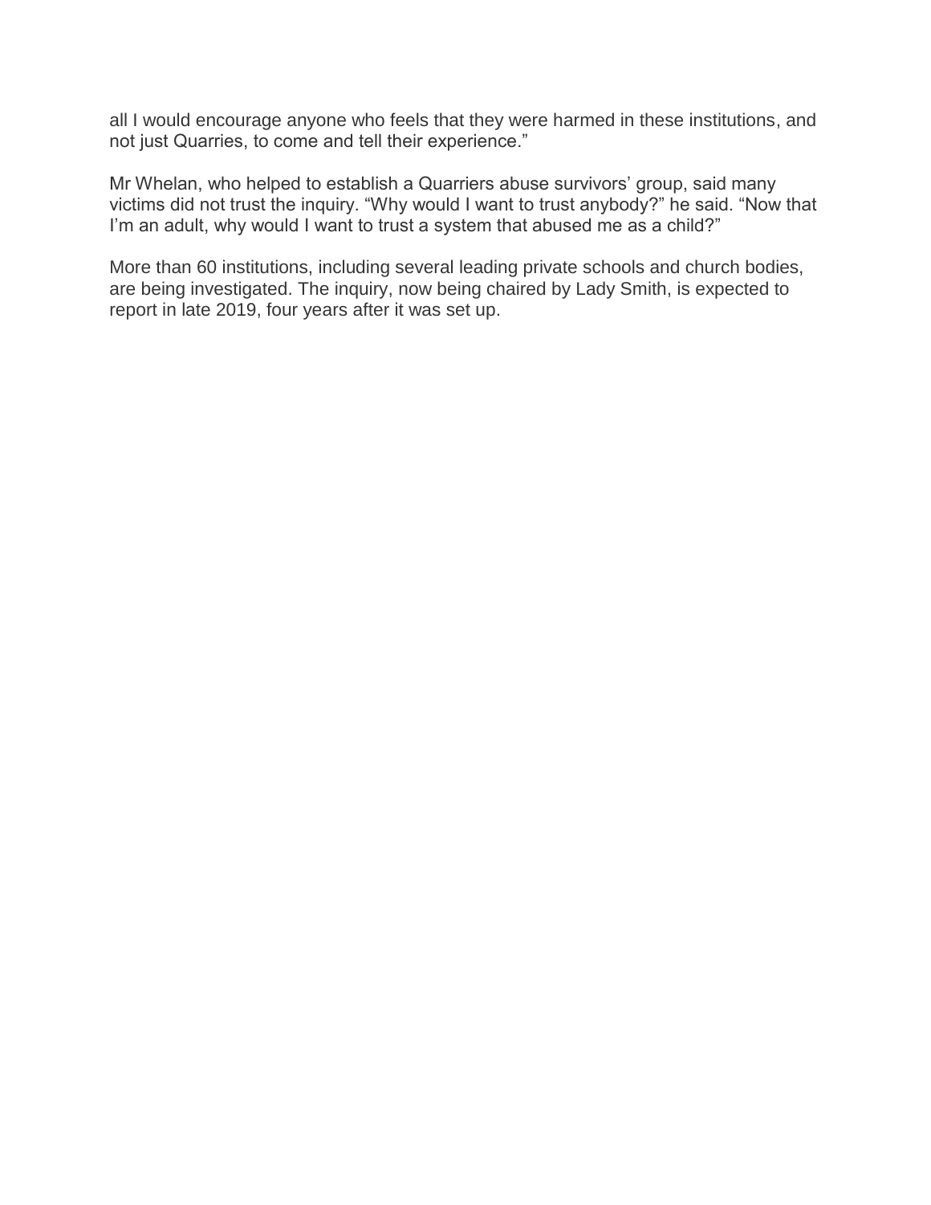all I would encourage anyone who feels that they were harmed in these institutions, and not just Quarries, to come and tell their experience."

Mr Whelan, who helped to establish a Quarriers abuse survivors' group, said many victims did not trust the inquiry. "Why would I want to trust anybody?" he said. "Now that I'm an adult, why would I want to trust a system that abused me as a child?"

More than 60 institutions, including several leading private schools and church bodies, are being investigated. The inquiry, now being chaired by Lady Smith, is expected to report in late 2019, four years after it was set up.